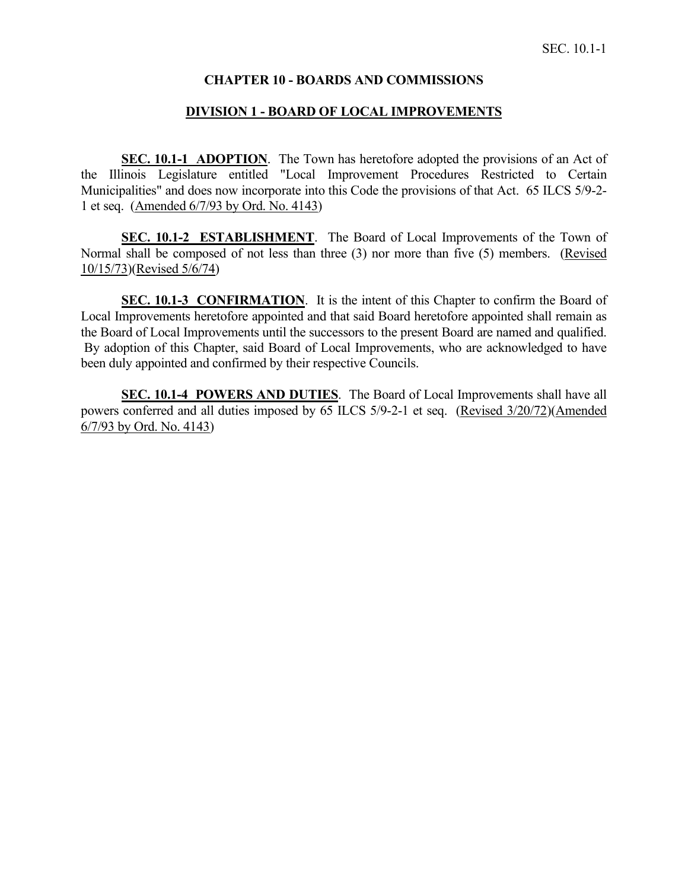# CHAPTER 10 - BOARDS AND COMMISSIONS

## DIVISION 1 - BOARD OF LOCAL IMPROVEMENTS

**SEC. 10.1-1 ADOPTION**. The Town has heretofore adopted the provisions of an Act of the Illinois Legislature entitled "Local Improvement Procedures Restricted to Certain Municipalities" and does now incorporate into this Code the provisions of that Act. 65 ILCS 5/9-2-1 et seq. (Amended 6/7/93 by Ord. No. 4143)

**SEC. 10.1-2 ESTABLISHMENT**. The Board of Local Improvements of the Town of Normal shall be composed of not less than three (3) nor more than five (5) members. (Revised 10/15/73)(Revised 5/6/74)

**SEC. 10.1-3 CONFIRMATION**. It is the intent of this Chapter to confirm the Board of Local Improvements heretofore appointed and that said Board heretofore appointed shall remain as the Board of Local Improvements until the successors to the present Board are named and qualified. By adoption of this Chapter, said Board of Local Improvements, who are acknowledged to have been duly appointed and confirmed by their respective Councils.

**SEC. 10.1-4 POWERS AND DUTIES**. The Board of Local Improvements shall have all powers conferred and all duties imposed by 65 ILCS 5/9-2-1 et seq. (Revised 3/20/72)(Amended 6/7/93 by Ord. No. 4143)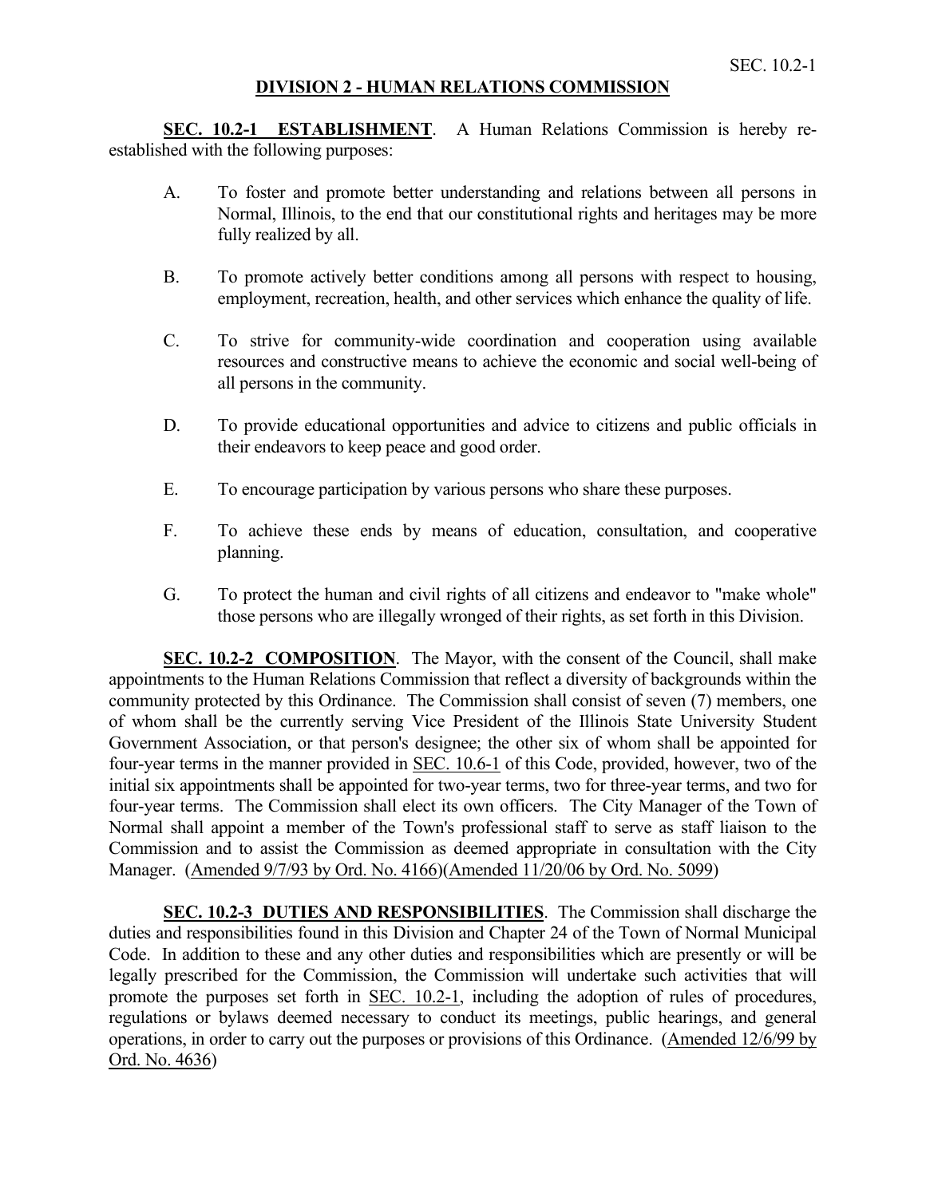## DIVISION 2 - HUMAN RELATIONS COMMISSION

**SEC. 10.2-1 ESTABLISHMENT**. A Human Relations Commission is hereby re-established with the following purposes:

A. To foster and promote better understanding and relations between all persons in Normal, Illinois, to the end that our constitutional rights and heritages may be more fully realized by all.

B. To promote actively better conditions among all persons with respect to housing, employment, recreation, health, and other services which enhance the quality of life.

C. To strive for community-wide coordination and cooperation using available resources and constructive means to achieve the economic and social well-being of all persons in the community.

D. To provide educational opportunities and advice to citizens and public officials in their endeavors to keep peace and good order.

E. To encourage participation by various persons who share these purposes.

F. To achieve these ends by means of education, consultation, and cooperative planning.

G. To protect the human and civil rights of all citizens and endeavor to "make whole" those persons who are illegally wronged of their rights, as set forth in this Division.

**SEC. 10.2-2 COMPOSITION**. The Mayor, with the consent of the Council, shall make appointments to the Human Relations Commission that reflect a diversity of backgrounds within the community protected by this Ordinance. The Commission shall consist of seven (7) members, one of whom shall be the currently serving Vice President of the Illinois State University Student Government Association, or that person's designee; the other six of whom shall be appointed for four-year terms in the manner provided in SEC. 10.6-1 of this Code, provided, however, two of the initial six appointments shall be appointed for two-year terms, two for three-year terms, and two for four-year terms. The Commission shall elect its own officers. The City Manager of the Town of Normal shall appoint a member of the Town's professional staff to serve as staff liaison to the Commission and to assist the Commission as deemed appropriate in consultation with the City Manager. (Amended 9/7/93 by Ord. No. 4166)(Amended 11/20/06 by Ord. No. 5099)

**SEC. 10.2-3 DUTIES AND RESPONSIBILITIES**. The Commission shall discharge the duties and responsibilities found in this Division and Chapter 24 of the Town of Normal Municipal Code. In addition to these and any other duties and responsibilities which are presently or will be legally prescribed for the Commission, the Commission will undertake such activities that will promote the purposes set forth in SEC. 10.2-1, including the adoption of rules of procedures, regulations or bylaws deemed necessary to conduct its meetings, public hearings, and general operations, in order to carry out the purposes or provisions of this Ordinance. (Amended 12/6/99 by Ord. No. 4636)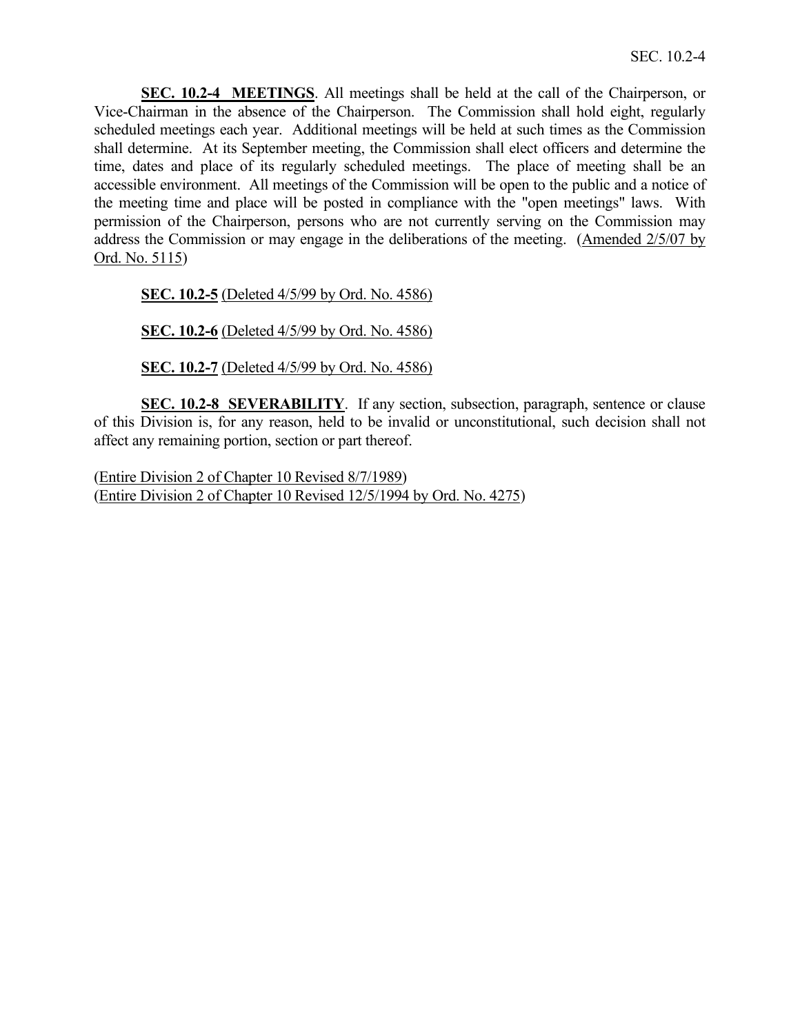**SEC. 10.2-4 MEETINGS**. All meetings shall be held at the call of the Chairperson, or Vice-Chairman in the absence of the Chairperson. The Commission shall hold eight, regularly scheduled meetings each year. Additional meetings will be held at such times as the Commission shall determine. At its September meeting, the Commission shall elect officers and determine the time, dates and place of its regularly scheduled meetings. The place of meeting shall be an accessible environment. All meetings of the Commission will be open to the public and a notice of the meeting time and place will be posted in compliance with the "open meetings" laws. With permission of the Chairperson, persons who are not currently serving on the Commission may address the Commission or may engage in the deliberations of the meeting. (Amended 2/5/07 by Ord. No. 5115)

**SEC. 10.2-5** (Deleted 4/5/99 by Ord. No. 4586)

**SEC. 10.2-6** (Deleted 4/5/99 by Ord. No. 4586)

**SEC. 10.2-7** (Deleted 4/5/99 by Ord. No. 4586)

**SEC. 10.2-8 SEVERABILITY**. If any section, subsection, paragraph, sentence or clause of this Division is, for any reason, held to be invalid or unconstitutional, such decision shall not affect any remaining portion, section or part thereof.

(Entire Division 2 of Chapter 10 Revised 8/7/1989)
(Entire Division 2 of Chapter 10 Revised 12/5/1994 by Ord. No. 4275)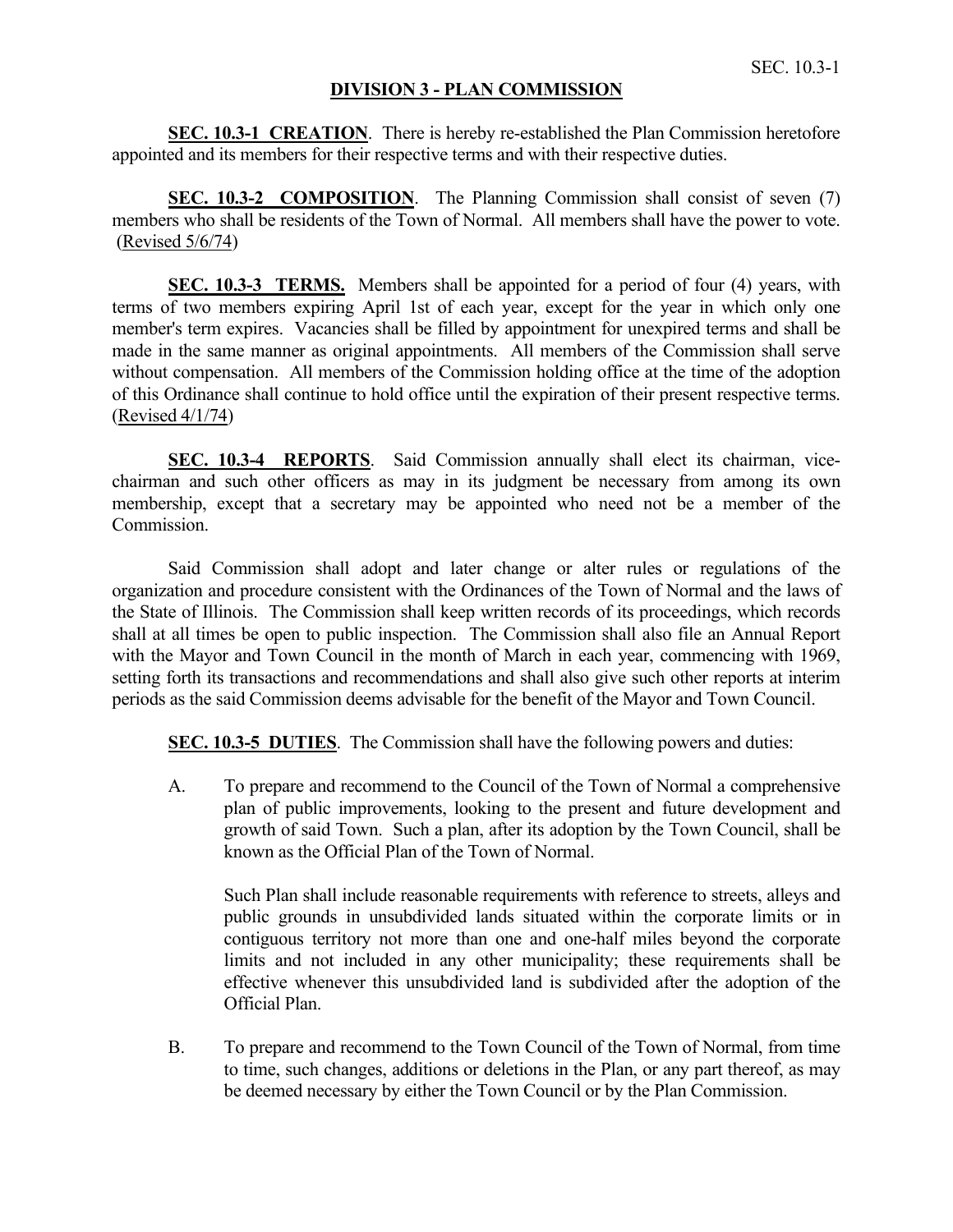## DIVISION 3 - PLAN COMMISSION

**SEC. 10.3-1 CREATION**. There is hereby re-established the Plan Commission heretofore appointed and its members for their respective terms and with their respective duties.

**SEC. 10.3-2 COMPOSITION**. The Planning Commission shall consist of seven (7) members who shall be residents of the Town of Normal. All members shall have the power to vote. (Revised 5/6/74)

**SEC. 10.3-3 TERMS.** Members shall be appointed for a period of four (4) years, with terms of two members expiring April 1st of each year, except for the year in which only one member's term expires. Vacancies shall be filled by appointment for unexpired terms and shall be made in the same manner as original appointments. All members of the Commission shall serve without compensation. All members of the Commission holding office at the time of the adoption of this Ordinance shall continue to hold office until the expiration of their present respective terms. (Revised 4/1/74)

**SEC. 10.3-4 REPORTS**. Said Commission annually shall elect its chairman, vice-chairman and such other officers as may in its judgment be necessary from among its own membership, except that a secretary may be appointed who need not be a member of the Commission.

Said Commission shall adopt and later change or alter rules or regulations of the organization and procedure consistent with the Ordinances of the Town of Normal and the laws of the State of Illinois. The Commission shall keep written records of its proceedings, which records shall at all times be open to public inspection. The Commission shall also file an Annual Report with the Mayor and Town Council in the month of March in each year, commencing with 1969, setting forth its transactions and recommendations and shall also give such other reports at interim periods as the said Commission deems advisable for the benefit of the Mayor and Town Council.

**SEC. 10.3-5 DUTIES**. The Commission shall have the following powers and duties:

A. To prepare and recommend to the Council of the Town of Normal a comprehensive plan of public improvements, looking to the present and future development and growth of said Town. Such a plan, after its adoption by the Town Council, shall be known as the Official Plan of the Town of Normal.

   Such Plan shall include reasonable requirements with reference to streets, alleys and public grounds in unsubdivided lands situated within the corporate limits or in contiguous territory not more than one and one-half miles beyond the corporate limits and not included in any other municipality; these requirements shall be effective whenever this unsubdivided land is subdivided after the adoption of the Official Plan.

B. To prepare and recommend to the Town Council of the Town of Normal, from time to time, such changes, additions or deletions in the Plan, or any part thereof, as may be deemed necessary by either the Town Council or by the Plan Commission.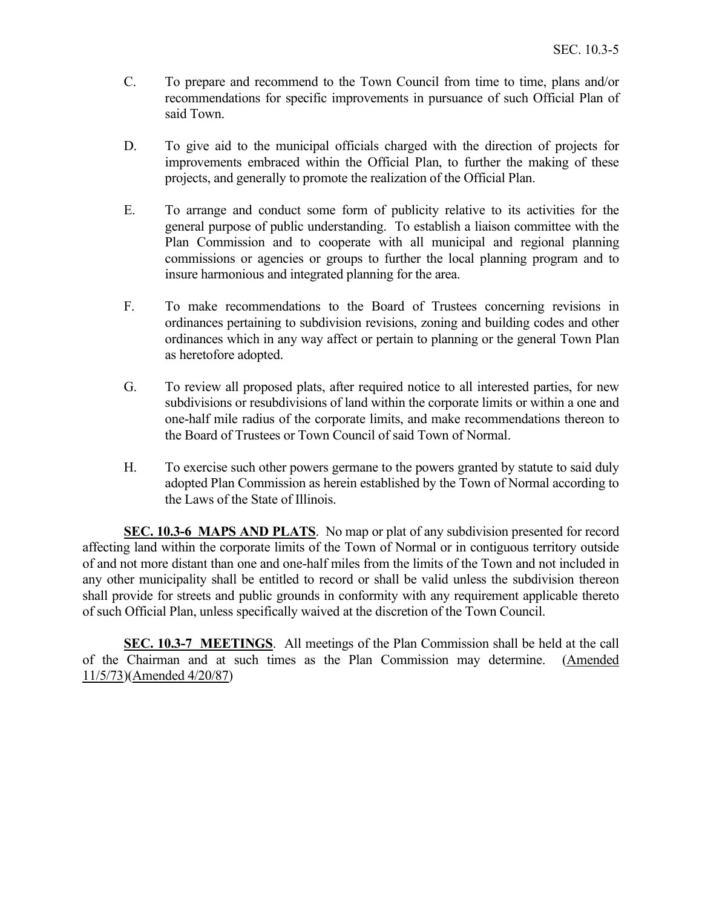C. To prepare and recommend to the Town Council from time to time, plans and/or recommendations for specific improvements in pursuance of such Official Plan of said Town.

D. To give aid to the municipal officials charged with the direction of projects for improvements embraced within the Official Plan, to further the making of these projects, and generally to promote the realization of the Official Plan.

E. To arrange and conduct some form of publicity relative to its activities for the general purpose of public understanding. To establish a liaison committee with the Plan Commission and to cooperate with all municipal and regional planning commissions or agencies or groups to further the local planning program and to insure harmonious and integrated planning for the area.

F. To make recommendations to the Board of Trustees concerning revisions in ordinances pertaining to subdivision revisions, zoning and building codes and other ordinances which in any way affect or pertain to planning or the general Town Plan as heretofore adopted.

G. To review all proposed plats, after required notice to all interested parties, for new subdivisions or resubdivisions of land within the corporate limits or within a one and one-half mile radius of the corporate limits, and make recommendations thereon to the Board of Trustees or Town Council of said Town of Normal.

H. To exercise such other powers germane to the powers granted by statute to said duly adopted Plan Commission as herein established by the Town of Normal according to the Laws of the State of Illinois.

**SEC. 10.3-6 MAPS AND PLATS**. No map or plat of any subdivision presented for record affecting land within the corporate limits of the Town of Normal or in contiguous territory outside of and not more distant than one and one-half miles from the limits of the Town and not included in any other municipality shall be entitled to record or shall be valid unless the subdivision thereon shall provide for streets and public grounds in conformity with any requirement applicable thereto of such Official Plan, unless specifically waived at the discretion of the Town Council.

**SEC. 10.3-7 MEETINGS**. All meetings of the Plan Commission shall be held at the call of the Chairman and at such times as the Plan Commission may determine. (Amended 11/5/73)(Amended 4/20/87)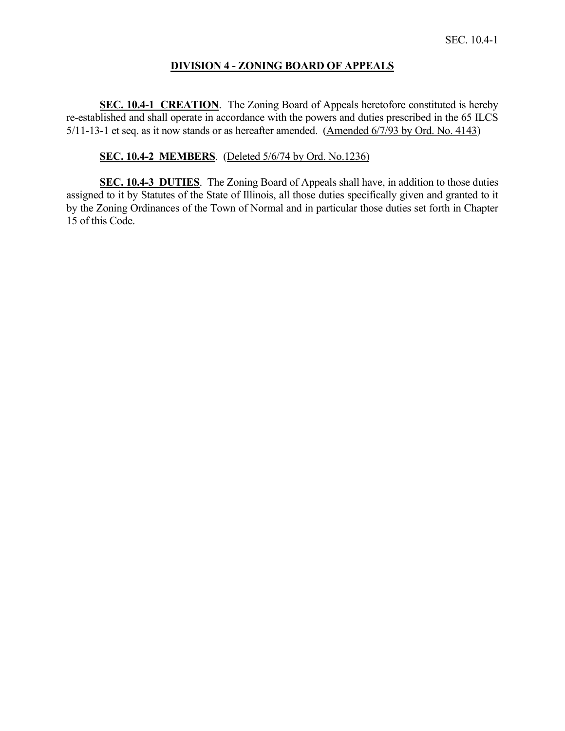## DIVISION 4 - ZONING BOARD OF APPEALS

**SEC. 10.4-1 CREATION**. The Zoning Board of Appeals heretofore constituted is hereby re-established and shall operate in accordance with the powers and duties prescribed in the 65 ILCS 5/11-13-1 et seq. as it now stands or as hereafter amended. (Amended 6/7/93 by Ord. No. 4143)

**SEC. 10.4-2 MEMBERS**. (Deleted 5/6/74 by Ord. No.1236)

**SEC. 10.4-3 DUTIES**. The Zoning Board of Appeals shall have, in addition to those duties assigned to it by Statutes of the State of Illinois, all those duties specifically given and granted to it by the Zoning Ordinances of the Town of Normal and in particular those duties set forth in Chapter 15 of this Code.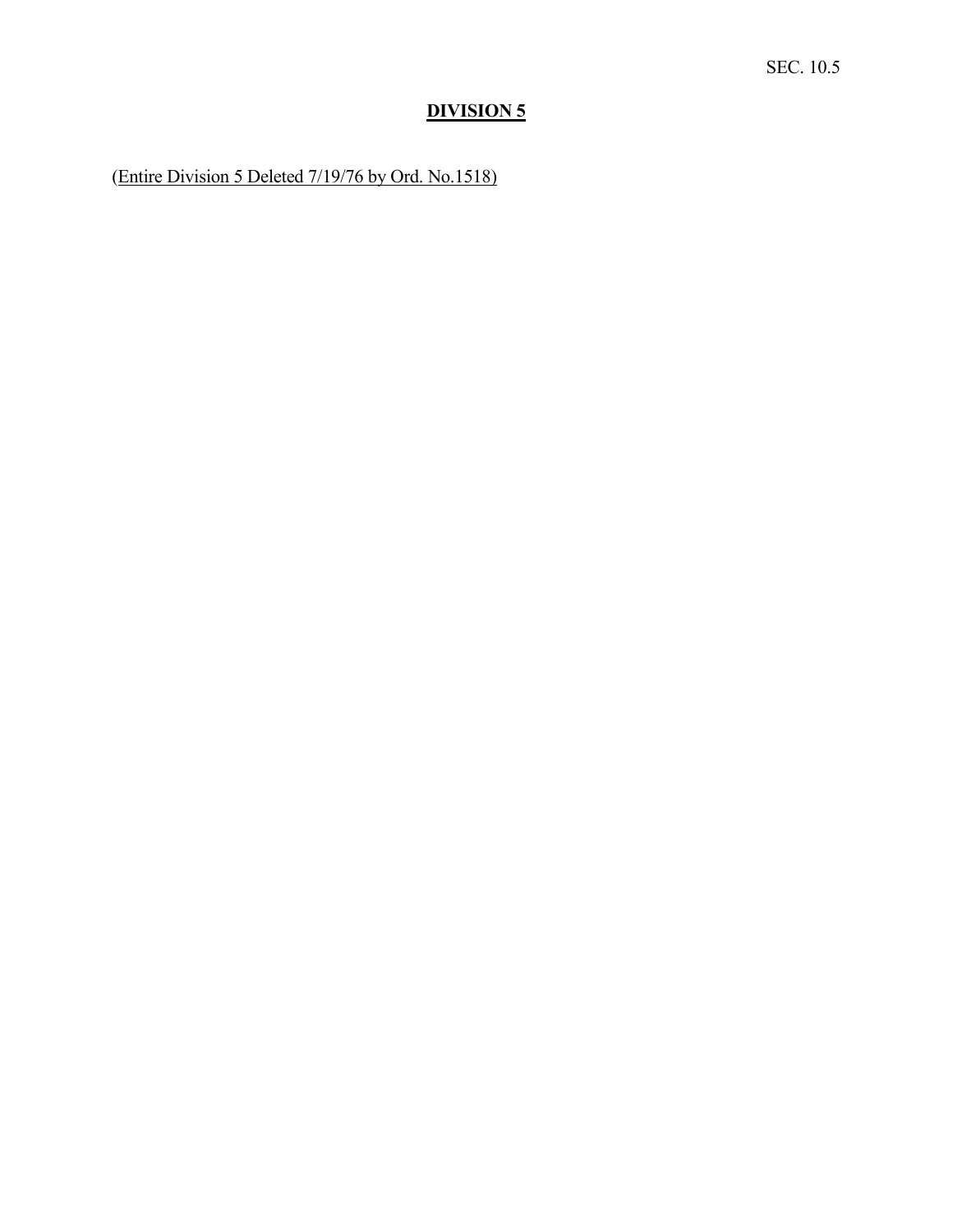# DIVISION 5

(Entire Division 5 Deleted 7/19/76 by Ord. No.1518)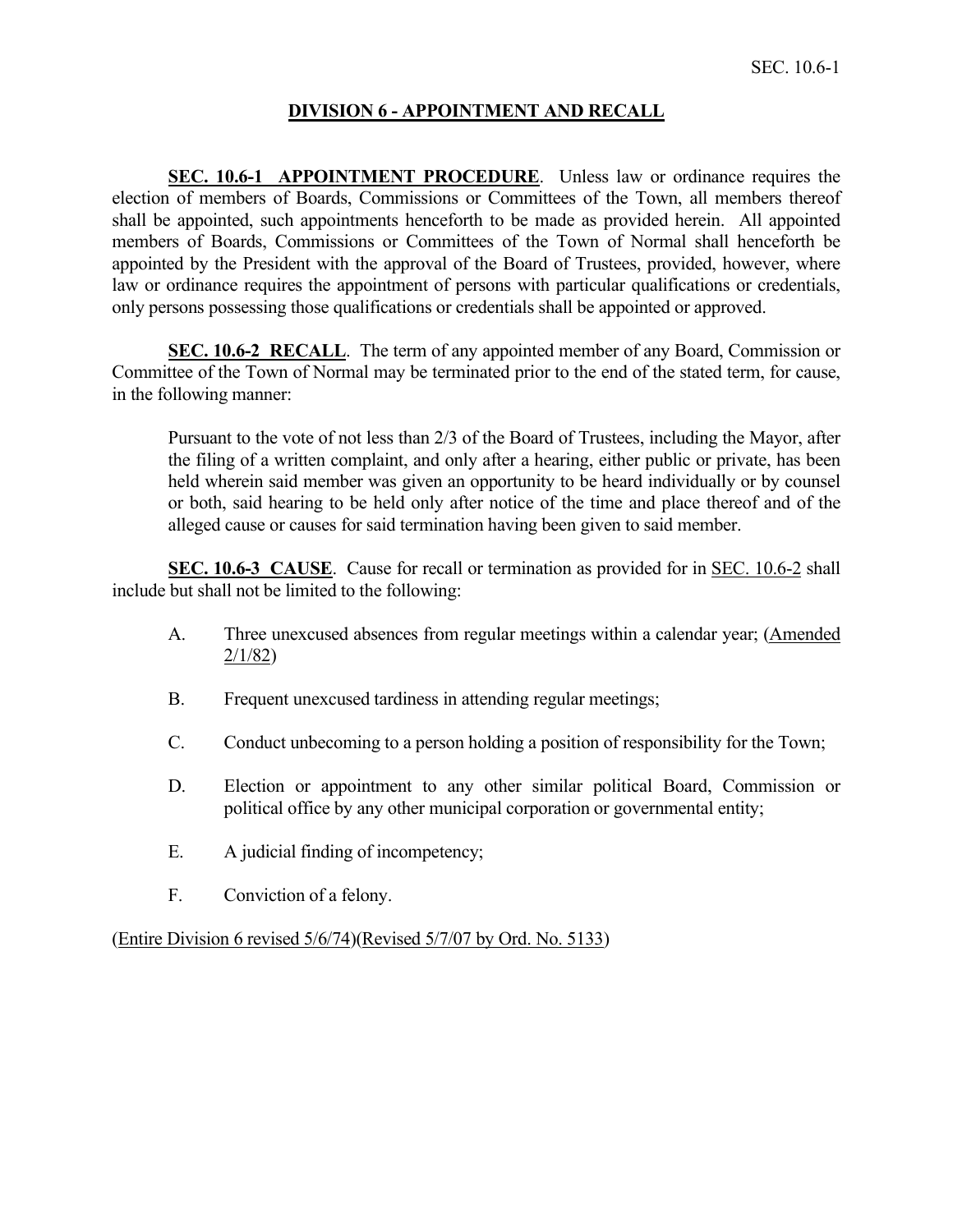## DIVISION 6 - APPOINTMENT AND RECALL

**SEC. 10.6-1 APPOINTMENT PROCEDURE**. Unless law or ordinance requires the election of members of Boards, Commissions or Committees of the Town, all members thereof shall be appointed, such appointments henceforth to be made as provided herein. All appointed members of Boards, Commissions or Committees of the Town of Normal shall henceforth be appointed by the President with the approval of the Board of Trustees, provided, however, where law or ordinance requires the appointment of persons with particular qualifications or credentials, only persons possessing those qualifications or credentials shall be appointed or approved.

**SEC. 10.6-2 RECALL**. The term of any appointed member of any Board, Commission or Committee of the Town of Normal may be terminated prior to the end of the stated term, for cause, in the following manner:

> Pursuant to the vote of not less than 2/3 of the Board of Trustees, including the Mayor, after the filing of a written complaint, and only after a hearing, either public or private, has been held wherein said member was given an opportunity to be heard individually or by counsel or both, said hearing to be held only after notice of the time and place thereof and of the alleged cause or causes for said termination having been given to said member.

**SEC. 10.6-3 CAUSE**. Cause for recall or termination as provided for in SEC. 10.6-2 shall include but shall not be limited to the following:

A. Three unexcused absences from regular meetings within a calendar year; (Amended 2/1/82)

B. Frequent unexcused tardiness in attending regular meetings;

C. Conduct unbecoming to a person holding a position of responsibility for the Town;

D. Election or appointment to any other similar political Board, Commission or political office by any other municipal corporation or governmental entity;

E. A judicial finding of incompetency;

F. Conviction of a felony.

(Entire Division 6 revised 5/6/74)(Revised 5/7/07 by Ord. No. 5133)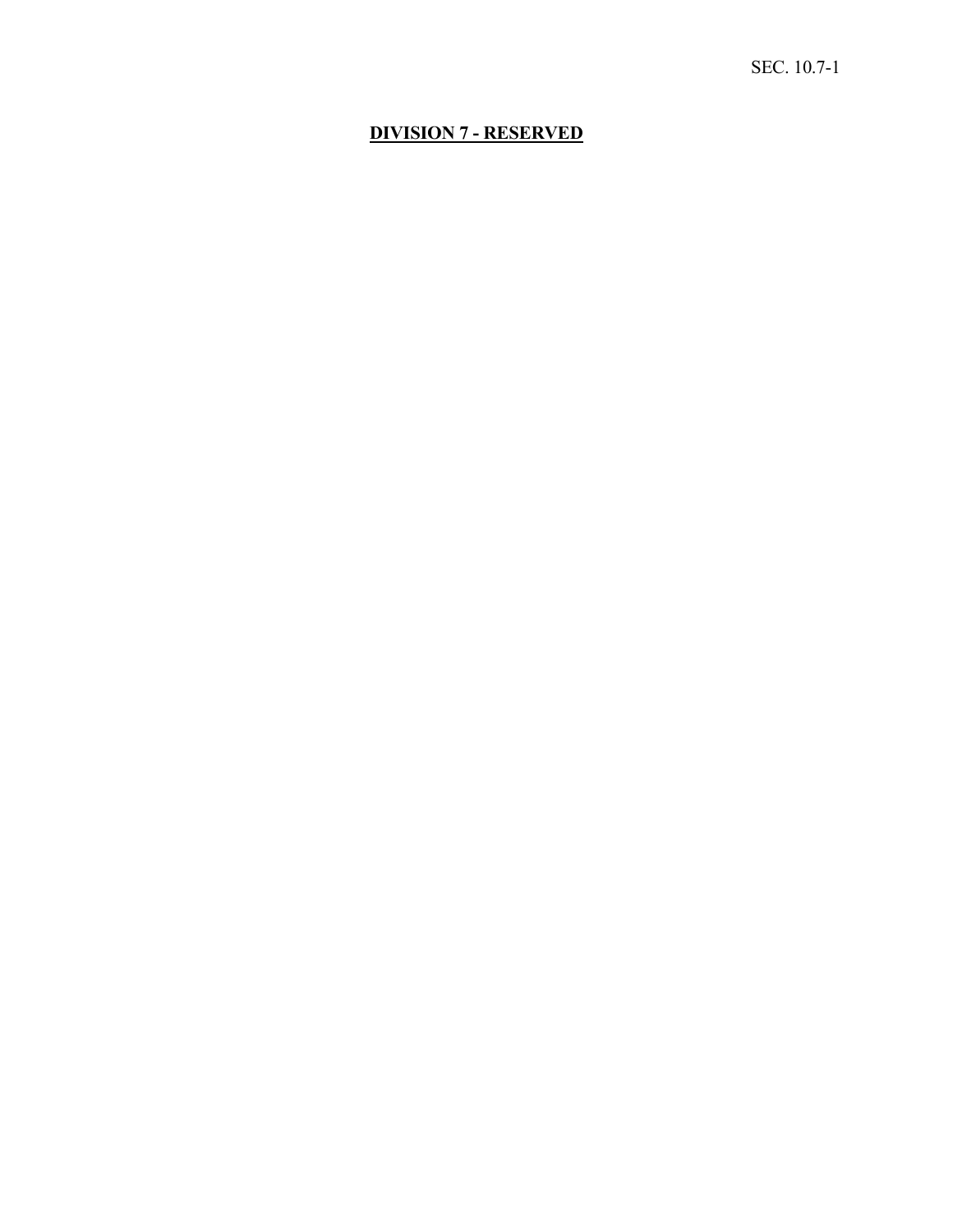## DIVISION 7 - RESERVED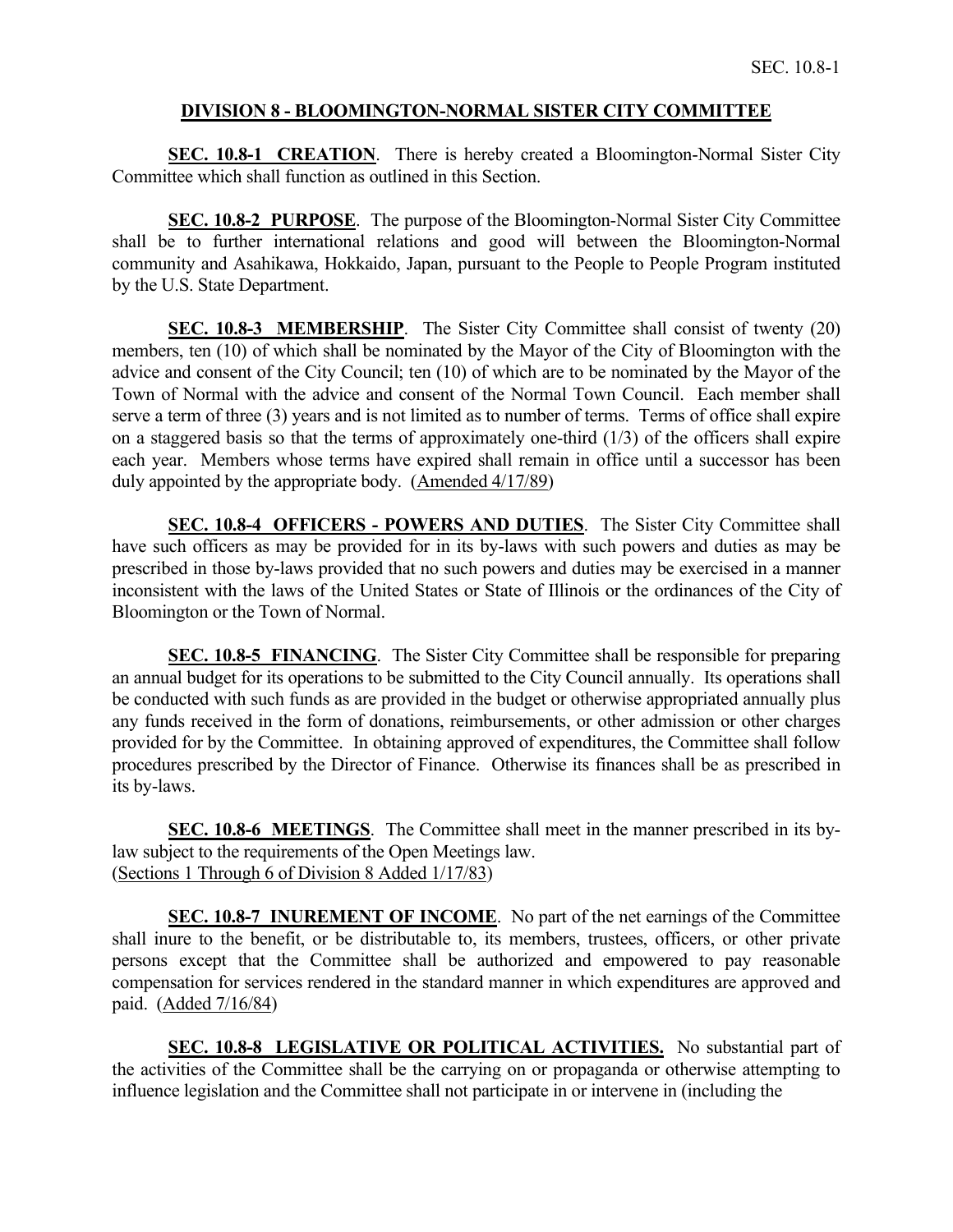## DIVISION 8 - BLOOMINGTON-NORMAL SISTER CITY COMMITTEE

**SEC. 10.8-1 CREATION**. There is hereby created a Bloomington-Normal Sister City Committee which shall function as outlined in this Section.

**SEC. 10.8-2 PURPOSE**. The purpose of the Bloomington-Normal Sister City Committee shall be to further international relations and good will between the Bloomington-Normal community and Asahikawa, Hokkaido, Japan, pursuant to the People to People Program instituted by the U.S. State Department.

**SEC. 10.8-3 MEMBERSHIP**. The Sister City Committee shall consist of twenty (20) members, ten (10) of which shall be nominated by the Mayor of the City of Bloomington with the advice and consent of the City Council; ten (10) of which are to be nominated by the Mayor of the Town of Normal with the advice and consent of the Normal Town Council. Each member shall serve a term of three (3) years and is not limited as to number of terms. Terms of office shall expire on a staggered basis so that the terms of approximately one-third (1/3) of the officers shall expire each year. Members whose terms have expired shall remain in office until a successor has been duly appointed by the appropriate body. (Amended 4/17/89)

**SEC. 10.8-4 OFFICERS - POWERS AND DUTIES**. The Sister City Committee shall have such officers as may be provided for in its by-laws with such powers and duties as may be prescribed in those by-laws provided that no such powers and duties may be exercised in a manner inconsistent with the laws of the United States or State of Illinois or the ordinances of the City of Bloomington or the Town of Normal.

**SEC. 10.8-5 FINANCING**. The Sister City Committee shall be responsible for preparing an annual budget for its operations to be submitted to the City Council annually. Its operations shall be conducted with such funds as are provided in the budget or otherwise appropriated annually plus any funds received in the form of donations, reimbursements, or other admission or other charges provided for by the Committee. In obtaining approved of expenditures, the Committee shall follow procedures prescribed by the Director of Finance. Otherwise its finances shall be as prescribed in its by-laws.

**SEC. 10.8-6 MEETINGS**. The Committee shall meet in the manner prescribed in its by-law subject to the requirements of the Open Meetings law.
(Sections 1 Through 6 of Division 8 Added 1/17/83)

**SEC. 10.8-7 INUREMENT OF INCOME**. No part of the net earnings of the Committee shall inure to the benefit, or be distributable to, its members, trustees, officers, or other private persons except that the Committee shall be authorized and empowered to pay reasonable compensation for services rendered in the standard manner in which expenditures are approved and paid. (Added 7/16/84)

**SEC. 10.8-8 LEGISLATIVE OR POLITICAL ACTIVITIES.** No substantial part of the activities of the Committee shall be the carrying on or propaganda or otherwise attempting to influence legislation and the Committee shall not participate in or intervene in (including the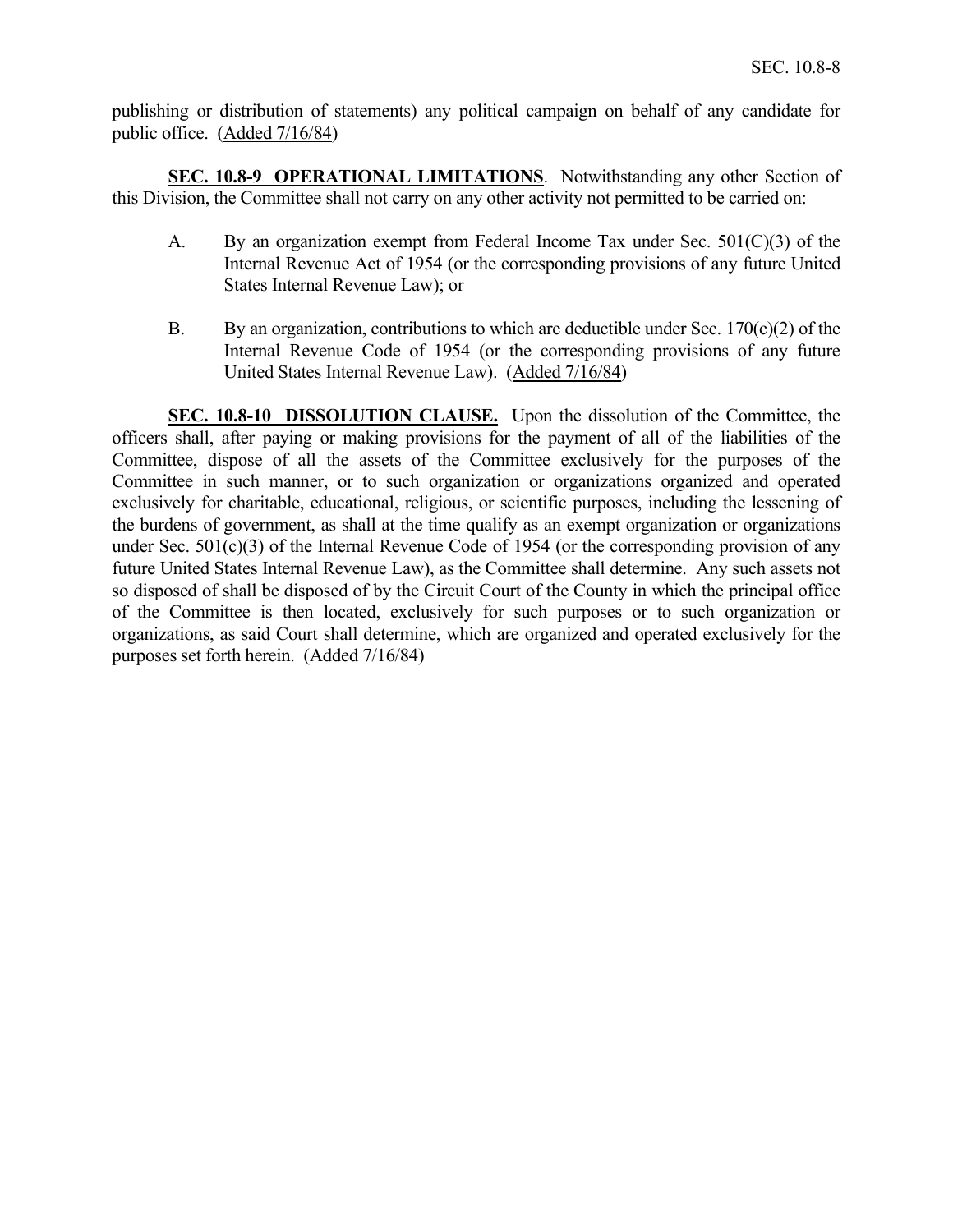publishing or distribution of statements) any political campaign on behalf of any candidate for public office. (Added 7/16/84)

**SEC. 10.8-9 OPERATIONAL LIMITATIONS**. Notwithstanding any other Section of this Division, the Committee shall not carry on any other activity not permitted to be carried on:

A. By an organization exempt from Federal Income Tax under Sec. 501(C)(3) of the Internal Revenue Act of 1954 (or the corresponding provisions of any future United States Internal Revenue Law); or

B. By an organization, contributions to which are deductible under Sec. 170(c)(2) of the Internal Revenue Code of 1954 (or the corresponding provisions of any future United States Internal Revenue Law). (Added 7/16/84)

**SEC. 10.8-10 DISSOLUTION CLAUSE.** Upon the dissolution of the Committee, the officers shall, after paying or making provisions for the payment of all of the liabilities of the Committee, dispose of all the assets of the Committee exclusively for the purposes of the Committee in such manner, or to such organization or organizations organized and operated exclusively for charitable, educational, religious, or scientific purposes, including the lessening of the burdens of government, as shall at the time qualify as an exempt organization or organizations under Sec. 501(c)(3) of the Internal Revenue Code of 1954 (or the corresponding provision of any future United States Internal Revenue Law), as the Committee shall determine. Any such assets not so disposed of shall be disposed of by the Circuit Court of the County in which the principal office of the Committee is then located, exclusively for such purposes or to such organization or organizations, as said Court shall determine, which are organized and operated exclusively for the purposes set forth herein. (Added 7/16/84)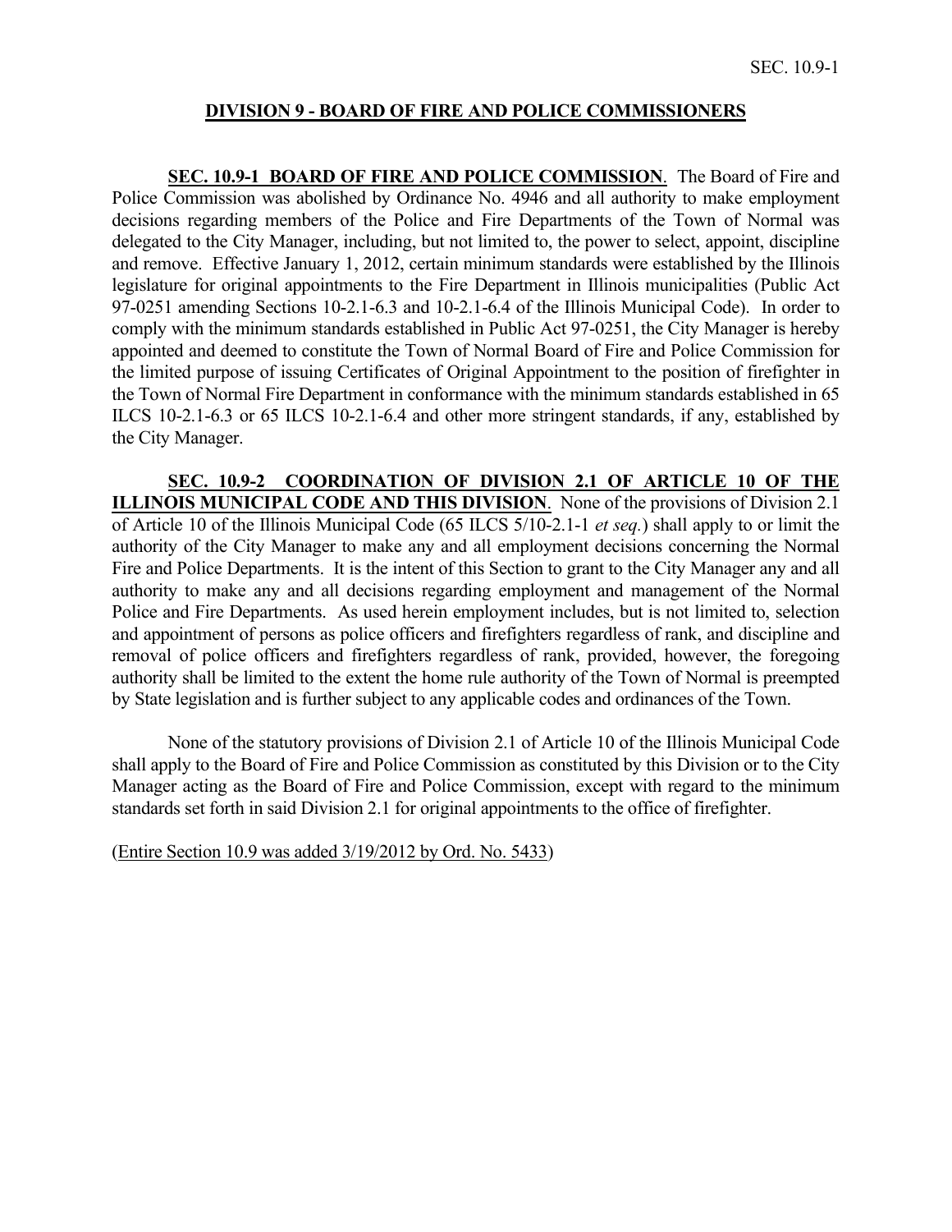## DIVISION 9 - BOARD OF FIRE AND POLICE COMMISSIONERS

**SEC. 10.9-1 BOARD OF FIRE AND POLICE COMMISSION**. The Board of Fire and Police Commission was abolished by Ordinance No. 4946 and all authority to make employment decisions regarding members of the Police and Fire Departments of the Town of Normal was delegated to the City Manager, including, but not limited to, the power to select, appoint, discipline and remove. Effective January 1, 2012, certain minimum standards were established by the Illinois legislature for original appointments to the Fire Department in Illinois municipalities (Public Act 97-0251 amending Sections 10-2.1-6.3 and 10-2.1-6.4 of the Illinois Municipal Code). In order to comply with the minimum standards established in Public Act 97-0251, the City Manager is hereby appointed and deemed to constitute the Town of Normal Board of Fire and Police Commission for the limited purpose of issuing Certificates of Original Appointment to the position of firefighter in the Town of Normal Fire Department in conformance with the minimum standards established in 65 ILCS 10-2.1-6.3 or 65 ILCS 10-2.1-6.4 and other more stringent standards, if any, established by the City Manager.

**SEC. 10.9-2 COORDINATION OF DIVISION 2.1 OF ARTICLE 10 OF THE ILLINOIS MUNICIPAL CODE AND THIS DIVISION**. None of the provisions of Division 2.1 of Article 10 of the Illinois Municipal Code (65 ILCS 5/10-2.1-1 *et seq.*) shall apply to or limit the authority of the City Manager to make any and all employment decisions concerning the Normal Fire and Police Departments. It is the intent of this Section to grant to the City Manager any and all authority to make any and all decisions regarding employment and management of the Normal Police and Fire Departments. As used herein employment includes, but is not limited to, selection and appointment of persons as police officers and firefighters regardless of rank, and discipline and removal of police officers and firefighters regardless of rank, provided, however, the foregoing authority shall be limited to the extent the home rule authority of the Town of Normal is preempted by State legislation and is further subject to any applicable codes and ordinances of the Town.

None of the statutory provisions of Division 2.1 of Article 10 of the Illinois Municipal Code shall apply to the Board of Fire and Police Commission as constituted by this Division or to the City Manager acting as the Board of Fire and Police Commission, except with regard to the minimum standards set forth in said Division 2.1 for original appointments to the office of firefighter.

(Entire Section 10.9 was added 3/19/2012 by Ord. No. 5433)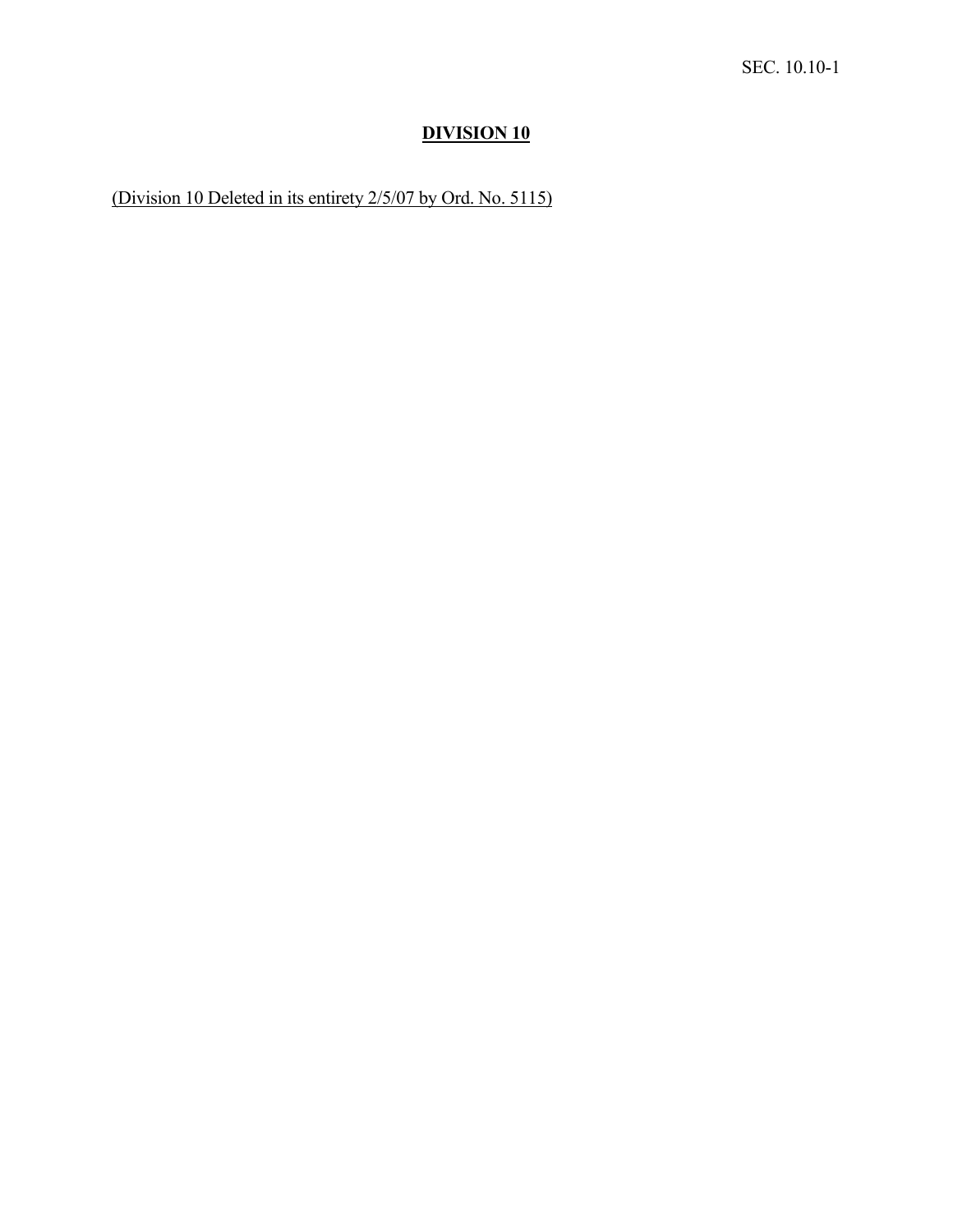# DIVISION 10

(Division 10 Deleted in its entirety 2/5/07 by Ord. No. 5115)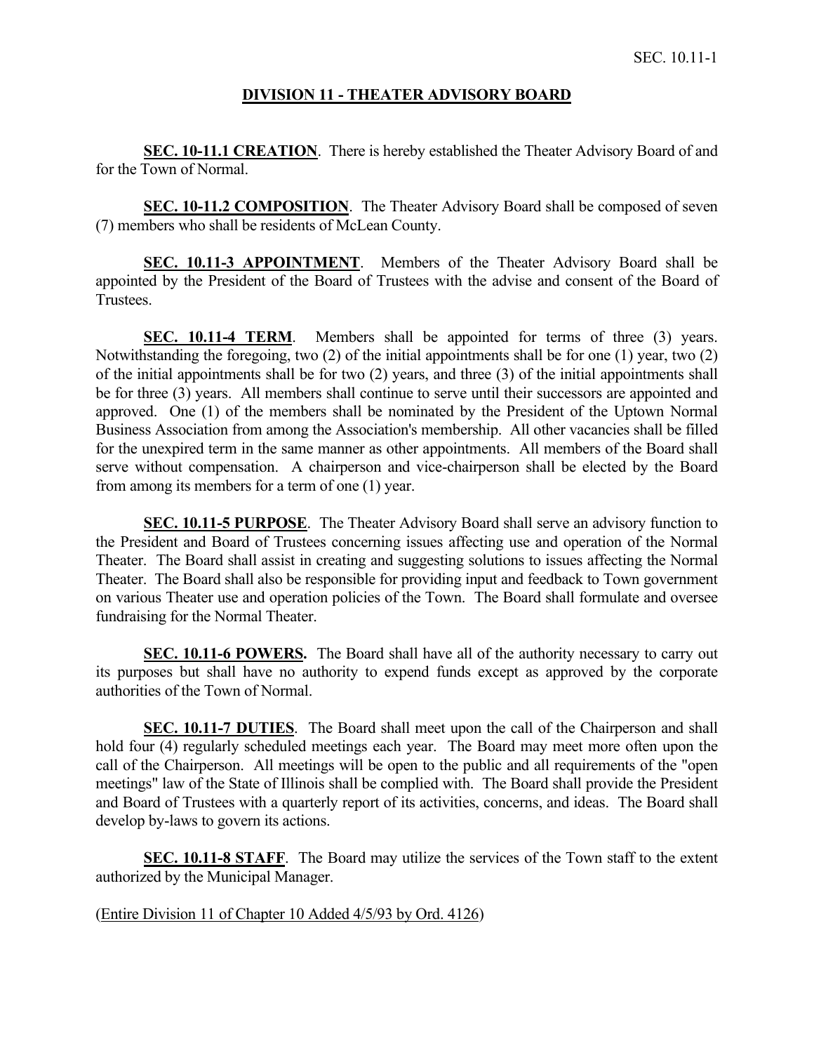# DIVISION 11 - THEATER ADVISORY BOARD

**SEC. 10-11.1 CREATION**. There is hereby established the Theater Advisory Board of and for the Town of Normal.

**SEC. 10-11.2 COMPOSITION**. The Theater Advisory Board shall be composed of seven (7) members who shall be residents of McLean County.

**SEC. 10.11-3 APPOINTMENT**. Members of the Theater Advisory Board shall be appointed by the President of the Board of Trustees with the advise and consent of the Board of Trustees.

**SEC. 10.11-4 TERM**. Members shall be appointed for terms of three (3) years. Notwithstanding the foregoing, two (2) of the initial appointments shall be for one (1) year, two (2) of the initial appointments shall be for two (2) years, and three (3) of the initial appointments shall be for three (3) years. All members shall continue to serve until their successors are appointed and approved. One (1) of the members shall be nominated by the President of the Uptown Normal Business Association from among the Association's membership. All other vacancies shall be filled for the unexpired term in the same manner as other appointments. All members of the Board shall serve without compensation. A chairperson and vice-chairperson shall be elected by the Board from among its members for a term of one (1) year.

**SEC. 10.11-5 PURPOSE**. The Theater Advisory Board shall serve an advisory function to the President and Board of Trustees concerning issues affecting use and operation of the Normal Theater. The Board shall assist in creating and suggesting solutions to issues affecting the Normal Theater. The Board shall also be responsible for providing input and feedback to Town government on various Theater use and operation policies of the Town. The Board shall formulate and oversee fundraising for the Normal Theater.

**SEC. 10.11-6 POWERS.** The Board shall have all of the authority necessary to carry out its purposes but shall have no authority to expend funds except as approved by the corporate authorities of the Town of Normal.

**SEC. 10.11-7 DUTIES**. The Board shall meet upon the call of the Chairperson and shall hold four (4) regularly scheduled meetings each year. The Board may meet more often upon the call of the Chairperson. All meetings will be open to the public and all requirements of the "open meetings" law of the State of Illinois shall be complied with. The Board shall provide the President and Board of Trustees with a quarterly report of its activities, concerns, and ideas. The Board shall develop by-laws to govern its actions.

**SEC. 10.11-8 STAFF**. The Board may utilize the services of the Town staff to the extent authorized by the Municipal Manager.

(Entire Division 11 of Chapter 10 Added 4/5/93 by Ord. 4126)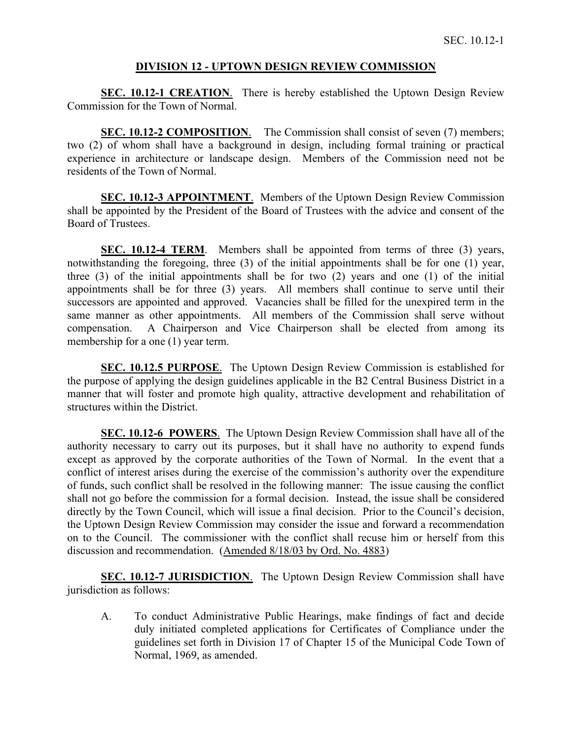## DIVISION 12 - UPTOWN DESIGN REVIEW COMMISSION

**SEC. 10.12-1 CREATION**. There is hereby established the Uptown Design Review Commission for the Town of Normal.

**SEC. 10.12-2 COMPOSITION**. The Commission shall consist of seven (7) members; two (2) of whom shall have a background in design, including formal training or practical experience in architecture or landscape design. Members of the Commission need not be residents of the Town of Normal.

**SEC. 10.12-3 APPOINTMENT**. Members of the Uptown Design Review Commission shall be appointed by the President of the Board of Trustees with the advice and consent of the Board of Trustees.

**SEC. 10.12-4 TERM**. Members shall be appointed from terms of three (3) years, notwithstanding the foregoing, three (3) of the initial appointments shall be for one (1) year, three (3) of the initial appointments shall be for two (2) years and one (1) of the initial appointments shall be for three (3) years. All members shall continue to serve until their successors are appointed and approved. Vacancies shall be filled for the unexpired term in the same manner as other appointments. All members of the Commission shall serve without compensation. A Chairperson and Vice Chairperson shall be elected from among its membership for a one (1) year term.

**SEC. 10.12.5 PURPOSE**. The Uptown Design Review Commission is established for the purpose of applying the design guidelines applicable in the B2 Central Business District in a manner that will foster and promote high quality, attractive development and rehabilitation of structures within the District.

**SEC. 10.12-6 POWERS**. The Uptown Design Review Commission shall have all of the authority necessary to carry out its purposes, but it shall have no authority to expend funds except as approved by the corporate authorities of the Town of Normal. In the event that a conflict of interest arises during the exercise of the commission's authority over the expenditure of funds, such conflict shall be resolved in the following manner: The issue causing the conflict shall not go before the commission for a formal decision. Instead, the issue shall be considered directly by the Town Council, which will issue a final decision. Prior to the Council's decision, the Uptown Design Review Commission may consider the issue and forward a recommendation on to the Council. The commissioner with the conflict shall recuse him or herself from this discussion and recommendation. (Amended 8/18/03 by Ord. No. 4883)

**SEC. 10.12-7 JURISDICTION**. The Uptown Design Review Commission shall have jurisdiction as follows:

A. To conduct Administrative Public Hearings, make findings of fact and decide duly initiated completed applications for Certificates of Compliance under the guidelines set forth in Division 17 of Chapter 15 of the Municipal Code Town of Normal, 1969, as amended.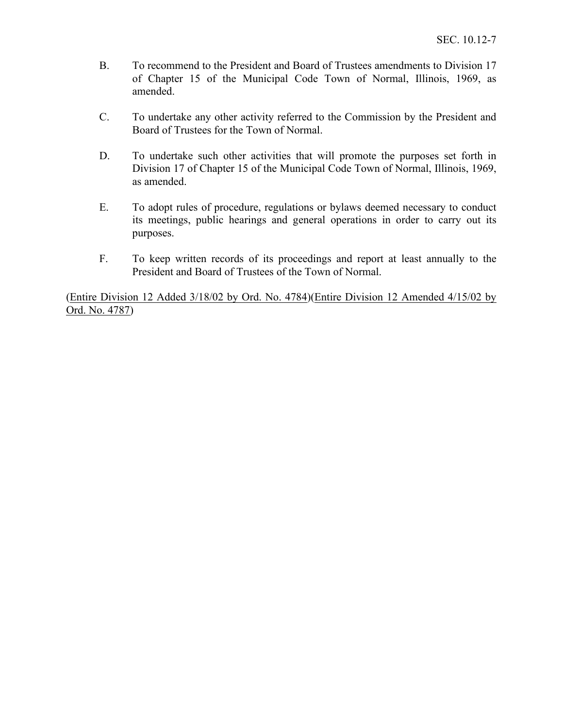B. To recommend to the President and Board of Trustees amendments to Division 17 of Chapter 15 of the Municipal Code Town of Normal, Illinois, 1969, as amended.

C. To undertake any other activity referred to the Commission by the President and Board of Trustees for the Town of Normal.

D. To undertake such other activities that will promote the purposes set forth in Division 17 of Chapter 15 of the Municipal Code Town of Normal, Illinois, 1969, as amended.

E. To adopt rules of procedure, regulations or bylaws deemed necessary to conduct its meetings, public hearings and general operations in order to carry out its purposes.

F. To keep written records of its proceedings and report at least annually to the President and Board of Trustees of the Town of Normal.

(Entire Division 12 Added 3/18/02 by Ord. No. 4784)(Entire Division 12 Amended 4/15/02 by Ord. No. 4787)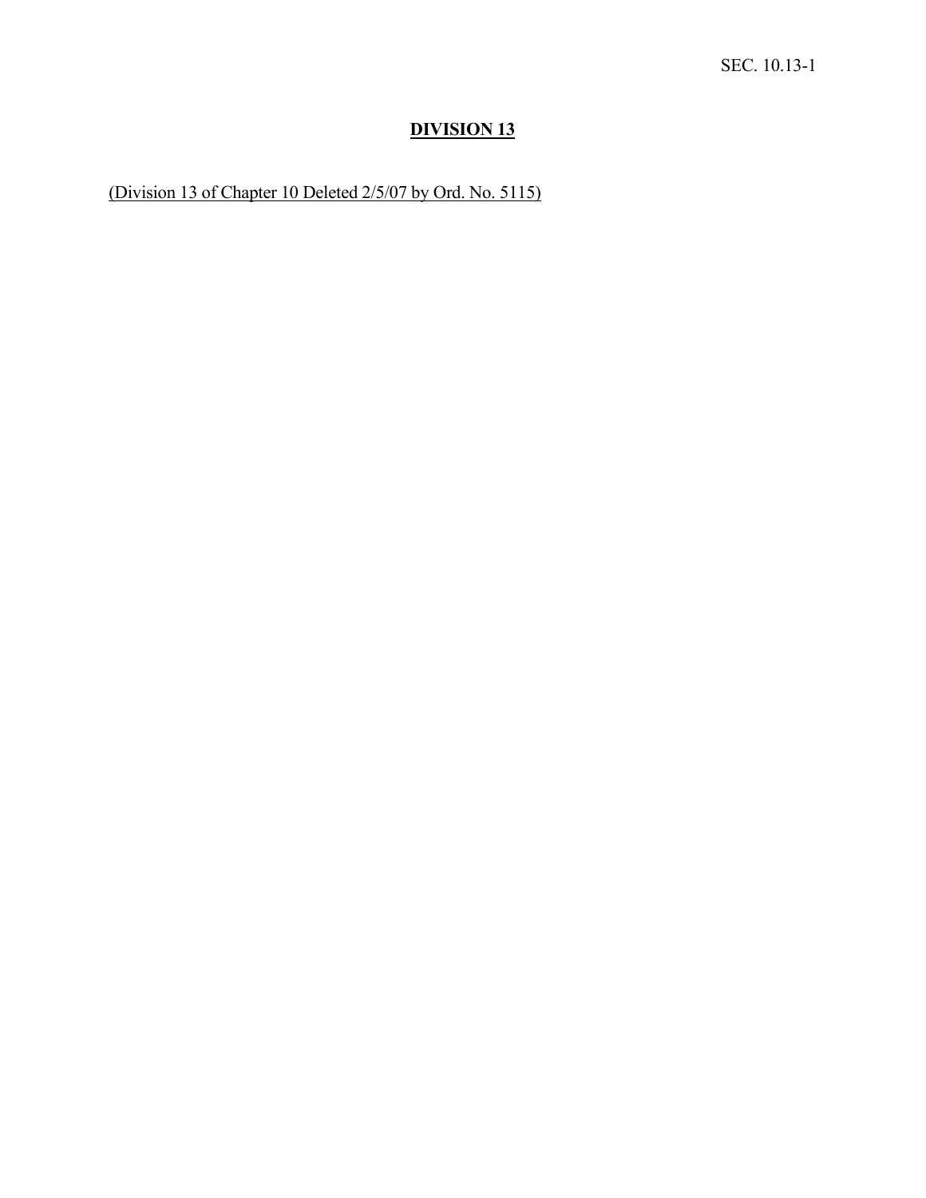## DIVISION 13

(Division 13 of Chapter 10 Deleted 2/5/07 by Ord. No. 5115)